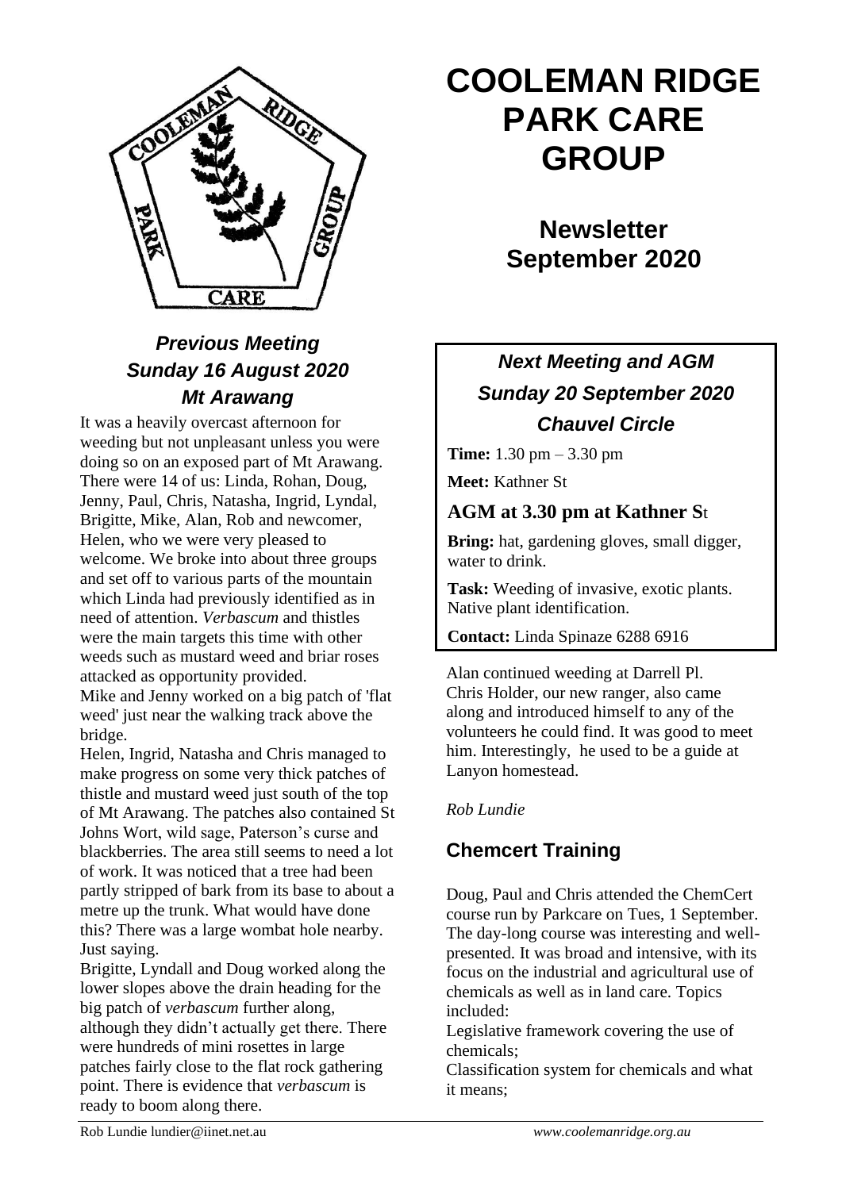# COOLEMAN RIDGE PARK CARE GROUP

## Newsletter September 2020

### *Previous Meeting Sunday 16 August 2020 Mt Arawang*

It was a heavily overcast afternoon for weeding but not unpleasant unless you were doing so on an exposed part of Mt Arawang. There were 14 of us: Linda, Rohan, Doug, Jenny, Paul, Chris, Natasha, Ingrid, Lyndal, Brigitte, Mike, Alan, Rob and newcomer, Helen, who we were very pleased to welcome. We broke into about three groups and set off to various parts of the mountain which Linda had previously identified as in need of attention. *Verbascum* and thistles were the main targets this time with other weeds such as mustard weed and briar roses attacked as opportunity provided.

Mike and Jenny worked on a big patch of 'flat weed' just near the walking track above the bridge.

Helen, Ingrid, Natasha and Chris managed to make progress on some very thick patches of thistle and mustard weed just south of the top of Mt Arawang. The patches also contained St Johns Wort, wild sage, Paterson's curse and blackberries. The area still seems to need a lot of work. It was noticed that a tree had been partly stripped of bark from its base to about a metre up the trunk. What would have done this? There was a large wombat hole nearby. Just saying.

Brigitte, Lyndall and Doug worked along the lower slopes above the drain heading for the big patch of *verbascum* further along, although they didn't actually get there. There were hundreds of mini rosettes in large patches fairly close to the flat rock gathering point. There is evidence that *verbascum* is ready to boom along there.

Alan continued weeding at Darrell Pl.

Chris Holder, our new ranger, also came along and introduced himself to any of the volunteers he could find. It was good to meet him. Interestingly, he used to be a guide at Lanyon homestead.

*Rob Lundie*

### *Next Meeting and AGM Sunday 20 September 2020 Chauvel Circle*

**Time:** 1.30 pm – 3.30 pm

**Meet:** Kathner St

**AGM at 3.30 pm at Kathner St**

**Bring:** hat, gardening gloves, small digger, water to drink.

**Task:** Weeding of invasive, exotic plants. Native plant identification.

**Contact:** Linda Spinaze 6288 6916

## Chemcert Training

Doug, Paul and Chris attended the ChemCert course run by Parkcare on Tues, 1 September. The day-long course was interesting and well-presented. It was broad and intensive, with its focus on the industrial and agricultural use of chemicals as well as in land care. Topics included:

Legislative framework covering the use of chemicals;

Classification system for chemicals and what it means;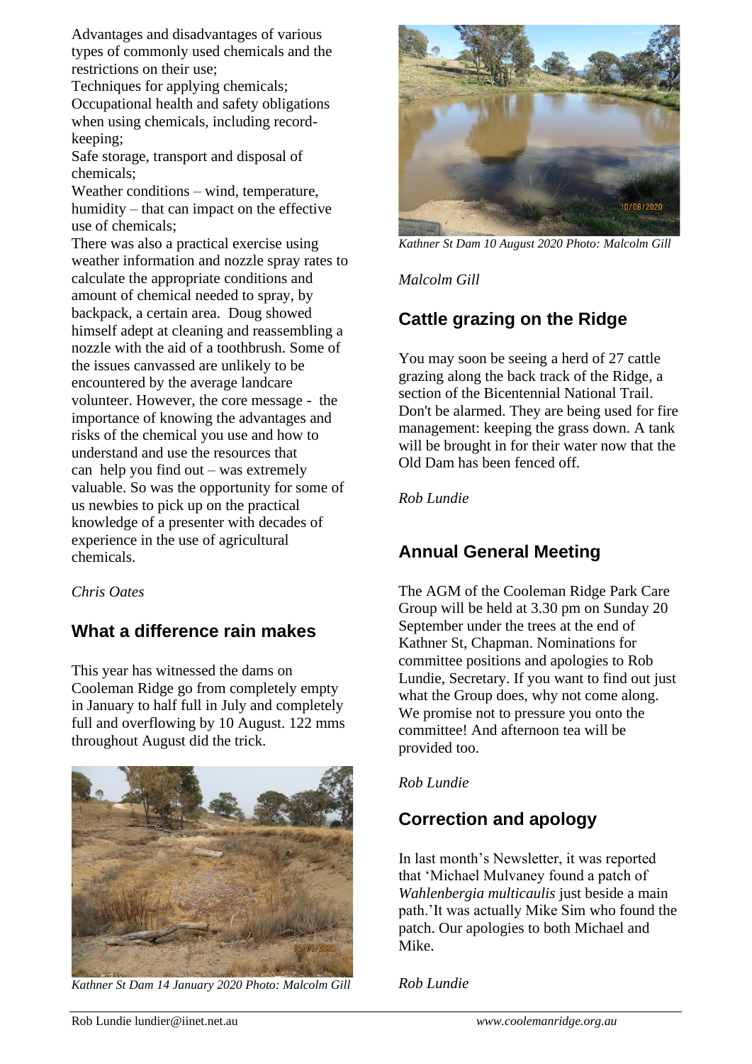Advantages and disadvantages of various types of commonly used chemicals and the restrictions on their use;
Techniques for applying chemicals;
Occupational health and safety obligations when using chemicals, including record-keeping;
Safe storage, transport and disposal of chemicals;
Weather conditions – wind, temperature, humidity – that can impact on the effective use of chemicals;
There was also a practical exercise using weather information and nozzle spray rates to calculate the appropriate conditions and amount of chemical needed to spray, by backpack, a certain area. Doug showed himself adept at cleaning and reassembling a nozzle with the aid of a toothbrush. Some of the issues canvassed are unlikely to be encountered by the average landcare volunteer. However, the core message - the importance of knowing the advantages and risks of the chemical you use and how to understand and use the resources that can help you find out – was extremely valuable. So was the opportunity for some of us newbies to pick up on the practical knowledge of a presenter with decades of experience in the use of agricultural chemicals.

*Chris Oates*

## What a difference rain makes

This year has witnessed the dams on Cooleman Ridge go from completely empty in January to half full in July and completely full and overflowing by 10 August. 122 mms throughout August did the trick.

*Kathner St Dam 14 January 2020 Photo: Malcolm Gill*

*Kathner St Dam 10 August 2020 Photo: Malcolm Gill*

*Malcolm Gill*

## Cattle grazing on the Ridge

You may soon be seeing a herd of 27 cattle grazing along the back track of the Ridge, a section of the Bicentennial National Trail. Don't be alarmed. They are being used for fire management: keeping the grass down. A tank will be brought in for their water now that the Old Dam has been fenced off.

*Rob Lundie*

## Annual General Meeting

The AGM of the Cooleman Ridge Park Care Group will be held at 3.30 pm on Sunday 20 September under the trees at the end of Kathner St, Chapman. Nominations for committee positions and apologies to Rob Lundie, Secretary. If you want to find out just what the Group does, why not come along. We promise not to pressure you onto the committee! And afternoon tea will be provided too.

*Rob Lundie*

## Correction and apology

In last month's Newsletter, it was reported that 'Michael Mulvaney found a patch of *Wahlenbergia multicaulis* just beside a main path.' It was actually Mike Sim who found the patch. Our apologies to both Michael and Mike.

*Rob Lundie*

Rob Lundie lundier@iinet.net.au www.coolemanridge.org.au